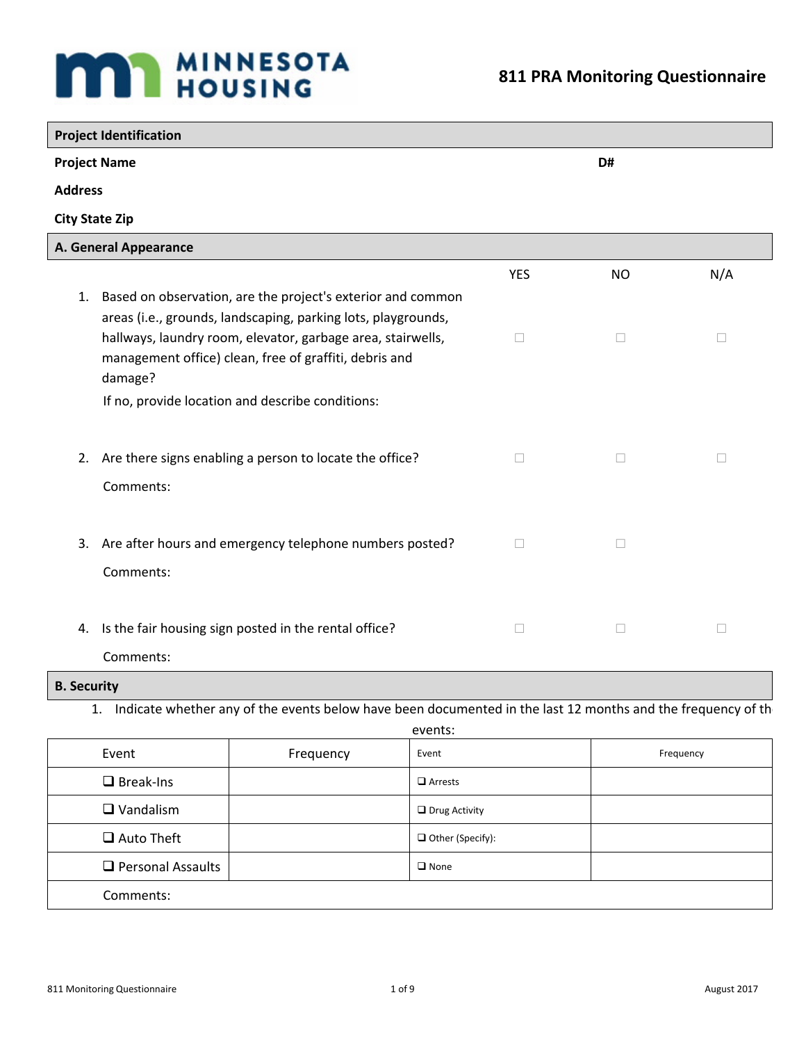MINNESOTA HOUSING

# 811 PRA Monitoring Questionnaire

## Project Identification

**Project Name** **D#**

**Address**

**City State Zip**

## A. General Appearance

| | YES | NO | N/A |
|---|---|---|---|
| 1. Based on observation, are the project's exterior and common areas (i.e., grounds, landscaping, parking lots, playgrounds, hallways, laundry room, elevator, garbage area, stairwells, management office) clean, free of graffiti, debris and damage? | ☐ | ☐ | ☐ |
| If no, provide location and describe conditions: | | | |
| 2. Are there signs enabling a person to locate the office? | ☐ | ☐ | ☐ |
| Comments: | | | |
| 3. Are after hours and emergency telephone numbers posted? | ☐ | ☐ | |
| Comments: | | | |
| 4. Is the fair housing sign posted in the rental office? | ☐ | ☐ | ☐ |
| Comments: | | | |

## B. Security

1. Indicate whether any of the events below have been documented in the last 12 months and the frequency of th events:

| Event | Frequency | Event | Frequency |
|---|---|---|---|
| ❑ Break-Ins | | ❑ Arrests | |
| ❑ Vandalism | | ❑ Drug Activity | |
| ❑ Auto Theft | | ❑ Other (Specify): | |
| ❑ Personal Assaults | | ❑ None | |
| Comments: | | | |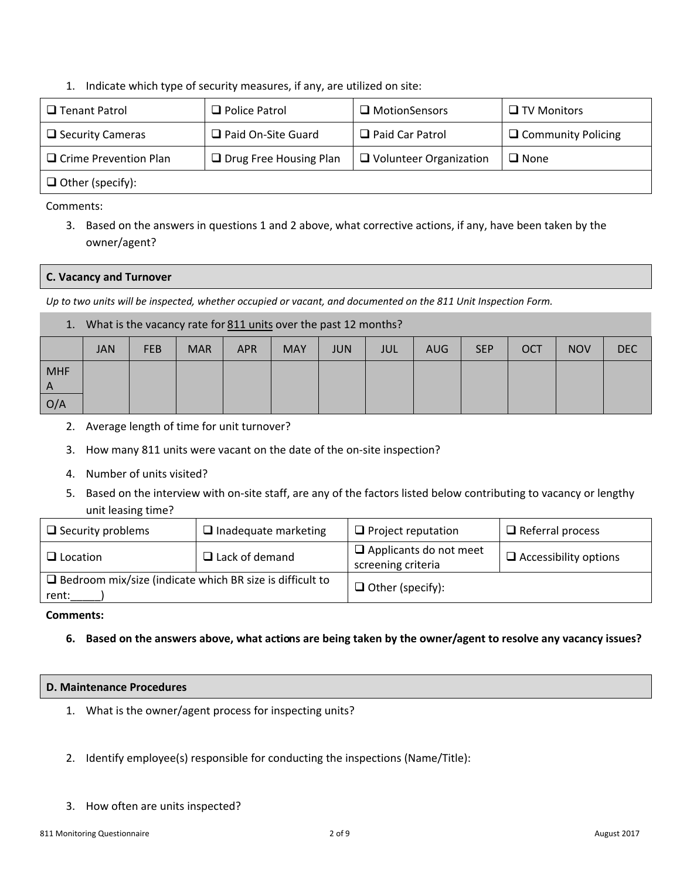1. Indicate which type of security measures, if any, are utilized on site:

| ❑ Tenant Patrol | ❑ Police Patrol | ❑ MotionSensors | ❑ TV Monitors |
|---|---|---|---|
| ❑ Security Cameras | ❑ Paid On-Site Guard | ❑ Paid Car Patrol | ❑ Community Policing |
| ❑ Crime Prevention Plan | ❑ Drug Free Housing Plan | ❑ Volunteer Organization | ❑ None |
| ❑ Other (specify): | | | |

Comments:

3. Based on the answers in questions 1 and 2 above, what corrective actions, if any, have been taken by the owner/agent?

## C. Vacancy and Turnover

*Up to two units will be inspected, whether occupied or vacant, and documented on the 811 Unit Inspection Form.*

1. What is the vacancy rate for 811 units over the past 12 months?

| | JAN | FEB | MAR | APR | MAY | JUN | JUL | AUG | SEP | OCT | NOV | DEC |
|---|---|---|---|---|---|---|---|---|---|---|---|---|
| MHFA | | | | | | | | | | | | |
| O/A | | | | | | | | | | | | |

2. Average length of time for unit turnover?
3. How many 811 units were vacant on the date of the on-site inspection?
4. Number of units visited?
5. Based on the interview with on-site staff, are any of the factors listed below contributing to vacancy or lengthy unit leasing time?

| ❑ Security problems | ❑ Inadequate marketing | ❑ Project reputation | ❑ Referral process |
|---|---|---|---|
| ❑ Location | ❑ Lack of demand | ❑ Applicants do not meet screening criteria | ❑ Accessibility options |
| ❑ Bedroom mix/size (indicate which BR size is difficult to rent:_____) | | ❑ Other (specify): | |

**Comments:**

6. **Based on the answers above, what actions are being taken by the owner/agent to resolve any vacancy issues?**

## D. Maintenance Procedures

1. What is the owner/agent process for inspecting units?
2. Identify employee(s) responsible for conducting the inspections (Name/Title):
3. How often are units inspected?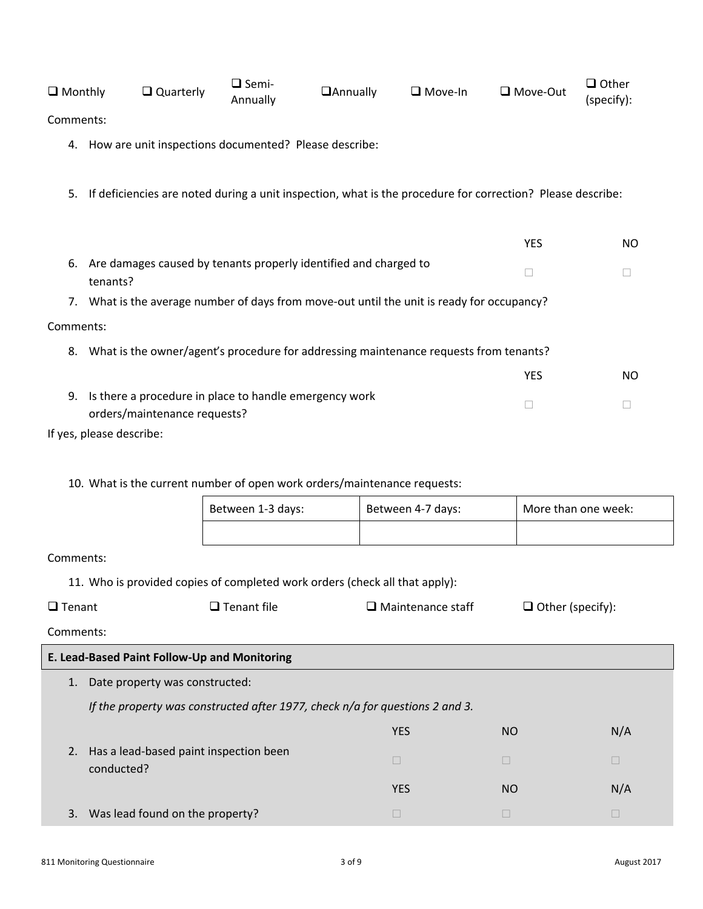| ❑ Monthly | ❑ Quarterly | ❑ Semi-Annually | ❑Annually | ❑ Move-In | ❑ Move-Out | ❑ Other (specify): |
|---|---|---|---|---|---|---|

Comments:

4. How are unit inspections documented? Please describe:

5. If deficiencies are noted during a unit inspection, what is the procedure for correction? Please describe:

| | YES | NO |
|---|---|---|
| 6. Are damages caused by tenants properly identified and charged to tenants? | ☐ | ☐ |

7. What is the average number of days from move-out until the unit is ready for occupancy?

Comments:

8. What is the owner/agent's procedure for addressing maintenance requests from tenants?

| | YES | NO |
|---|---|---|
| 9. Is there a procedure in place to handle emergency work orders/maintenance requests? | ☐ | ☐ |

If yes, please describe:

10. What is the current number of open work orders/maintenance requests:

| Between 1-3 days: | Between 4-7 days: | More than one week: |
|---|---|---|
| | | |

Comments:

11. Who is provided copies of completed work orders (check all that apply):

| ❑ Tenant | ❑ Tenant file | ❑ Maintenance staff | ❑ Other (specify): |
|---|---|---|---|

Comments:

**E. Lead-Based Paint Follow-Up and Monitoring**

1. Date property was constructed:

   *If the property was constructed after 1977, check n/a for questions 2 and 3.*

| | YES | NO | N/A |
|---|---|---|---|
| 2. Has a lead-based paint inspection been conducted? | ☐ | ☐ | ☐ |
| 3. Was lead found on the property? | ☐ | ☐ | ☐ |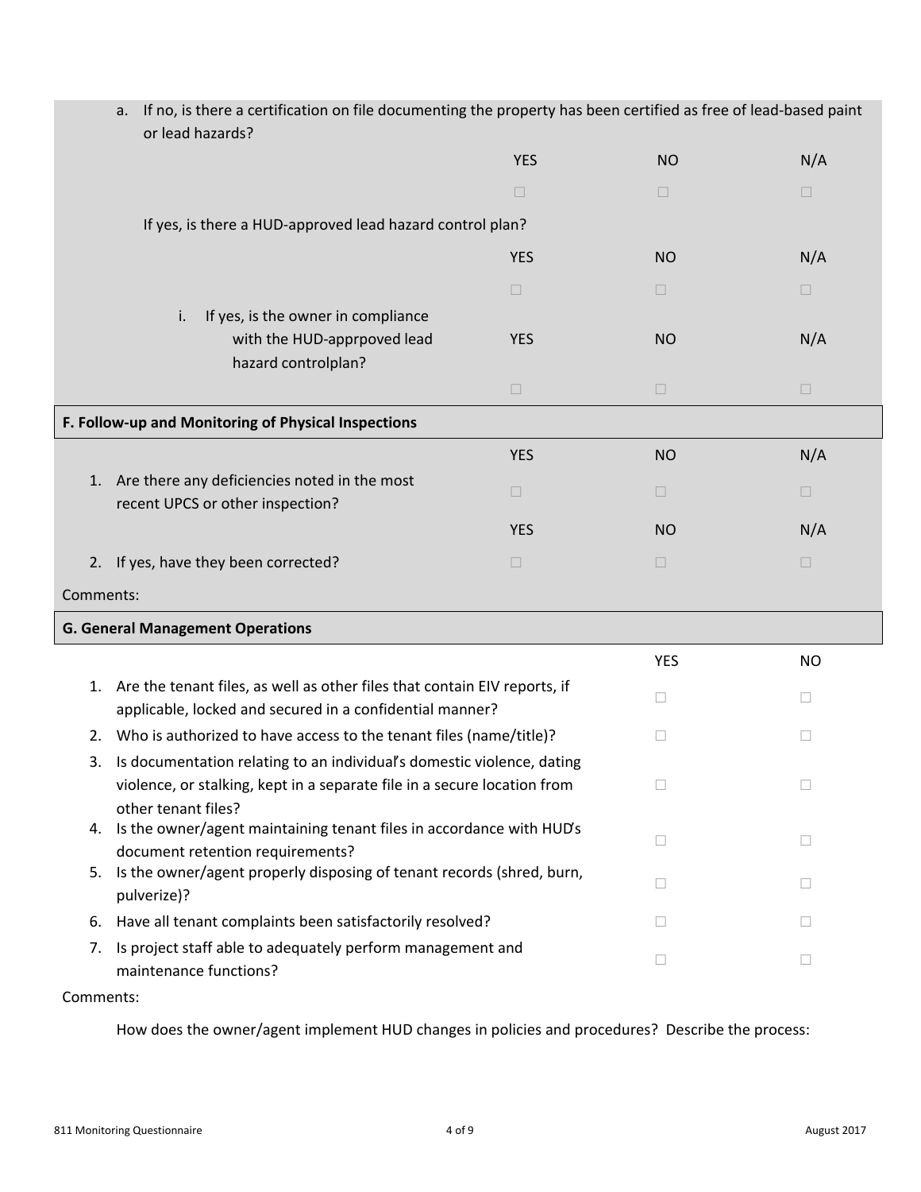a. If no, is there a certification on file documenting the property has been certified as free of lead-based paint or lead hazards?

| | YES | NO | N/A |
|---|---|---|---|
| | ☐ | ☐ | ☐ |

If yes, is there a HUD-approved lead hazard control plan?

| | YES | NO | N/A |
|---|---|---|---|
| | ☐ | ☐ | ☐ |

| | YES | NO | N/A |
|---|---|---|---|
| i. If yes, is the owner in compliance with the HUD-apprpoved lead hazard controlplan? | ☐ | ☐ | ☐ |

**F. Follow-up and Monitoring of Physical Inspections**

| | YES | NO | N/A |
|---|---|---|---|
| 1. Are there any deficiencies noted in the most recent UPCS or other inspection? | ☐ | ☐ | ☐ |
| 2. If yes, have they been corrected? | ☐ | ☐ | ☐ |

Comments:

**G. General Management Operations**

| | YES | NO |
|---|---|---|
| 1. Are the tenant files, as well as other files that contain EIV reports, if applicable, locked and secured in a confidential manner? | ☐ | ☐ |
| 2. Who is authorized to have access to the tenant files (name/title)? | ☐ | ☐ |
| 3. Is documentation relating to an individual's domestic violence, dating violence, or stalking, kept in a separate file in a secure location from other tenant files? | ☐ | ☐ |
| 4. Is the owner/agent maintaining tenant files in accordance with HUD's document retention requirements? | ☐ | ☐ |
| 5. Is the owner/agent properly disposing of tenant records (shred, burn, pulverize)? | ☐ | ☐ |
| 6. Have all tenant complaints been satisfactorily resolved? | ☐ | ☐ |
| 7. Is project staff able to adequately perform management and maintenance functions? | ☐ | ☐ |

Comments:

How does the owner/agent implement HUD changes in policies and procedures? Describe the process: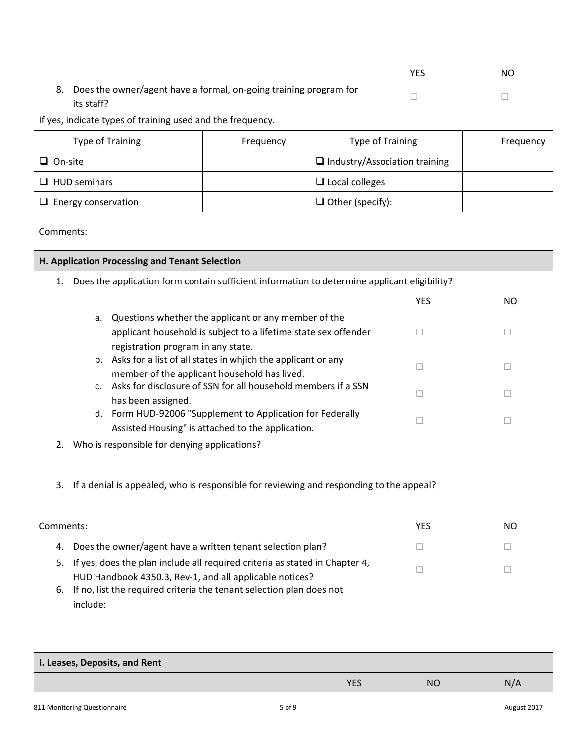| | YES | NO |
|---|---|---|
| 8. Does the owner/agent have a formal, on-going training program for its staff? | ☐ | ☐ |

If yes, indicate types of training used and the frequency.

| Type of Training | Frequency | Type of Training | Frequency |
|---|---|---|---|
| ❑ On-site | | ❑ Industry/Association training | |
| ❑ HUD seminars | | ❑ Local colleges | |
| ❑ Energy conservation | | ❑ Other (specify): | |

Comments:

## H. Application Processing and Tenant Selection

1. Does the application form contain sufficient information to determine applicant eligibility?

| | YES | NO |
|---|---|---|
| a. Questions whether the applicant or any member of the applicant household is subject to a lifetime state sex offender registration program in any state. | ☐ | ☐ |
| b. Asks for a list of all states in whjich the applicant or any member of the applicant household has lived. | ☐ | ☐ |
| c. Asks for disclosure of SSN for all household members if a SSN has been assigned. | ☐ | ☐ |
| d. Form HUD-92006 "Supplement to Application for Federally Assisted Housing" is attached to the application. | ☐ | ☐ |

2. Who is responsible for denying applications?

3. If a denial is appealed, who is responsible for reviewing and responding to the appeal?

Comments:

| | YES | NO |
|---|---|---|
| 4. Does the owner/agent have a written tenant selection plan? | ☐ | ☐ |
| 5. If yes, does the plan include all required criteria as stated in Chapter 4, HUD Handbook 4350.3, Rev-1, and all applicable notices? | ☐ | ☐ |

6. If no, list the required criteria the tenant selection plan does not include:

## I. Leases, Deposits, and Rent

| | YES | NO | N/A |
|---|---|---|---|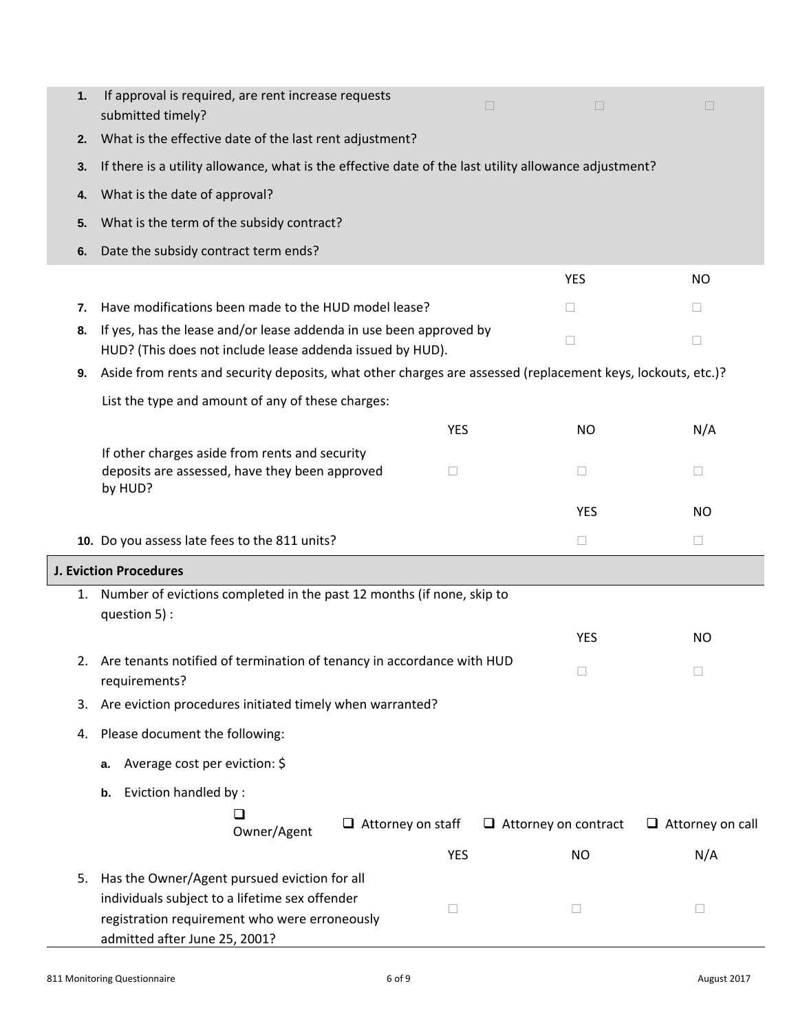| | | | | |
|---|---|---|---|---|
| 1. | If approval is required, are rent increase requests submitted timely? | ☐ | ☐ | ☐ |
| 2. | What is the effective date of the last rent adjustment? | | | |
| 3. | If there is a utility allowance, what is the effective date of the last utility allowance adjustment? | | | |
| 4. | What is the date of approval? | | | |
| 5. | What is the term of the subsidy contract? | | | |
| 6. | Date the subsidy contract term ends? | | | |

| | | YES | NO |
|---|---|---|---|
| 7. | Have modifications been made to the HUD model lease? | ☐ | ☐ |
| 8. | If yes, has the lease and/or lease addenda in use been approved by HUD? (This does not include lease addenda issued by HUD). | ☐ | ☐ |

9. Aside from rents and security deposits, what other charges are assessed (replacement keys, lockouts, etc.)?

List the type and amount of any of these charges:

| | YES | NO | N/A |
|---|---|---|---|
| If other charges aside from rents and security deposits are assessed, have they been approved by HUD? | ☐ | ☐ | ☐ |

| | YES | NO |
|---|---|---|
| 10. Do you assess late fees to the 811 units? | ☐ | ☐ |

**J. Eviction Procedures**

1. Number of evictions completed in the past 12 months (if none, skip to question 5) :

| | YES | NO |
|---|---|---|
| 2. Are tenants notified of termination of tenancy in accordance with HUD requirements? | ☐ | ☐ |
| 3. Are eviction procedures initiated timely when warranted? | | |

4. Please document the following:
   - a. Average cost per eviction: $
   - b. Eviction handled by :

     ❑ Owner/Agent ❑ Attorney on staff ❑ Attorney on contract ❑ Attorney on call

| | YES | NO | N/A |
|---|---|---|---|
| 5. Has the Owner/Agent pursued eviction for all individuals subject to a lifetime sex offender registration requirement who were erroneously admitted after June 25, 2001? | ☐ | ☐ | ☐ |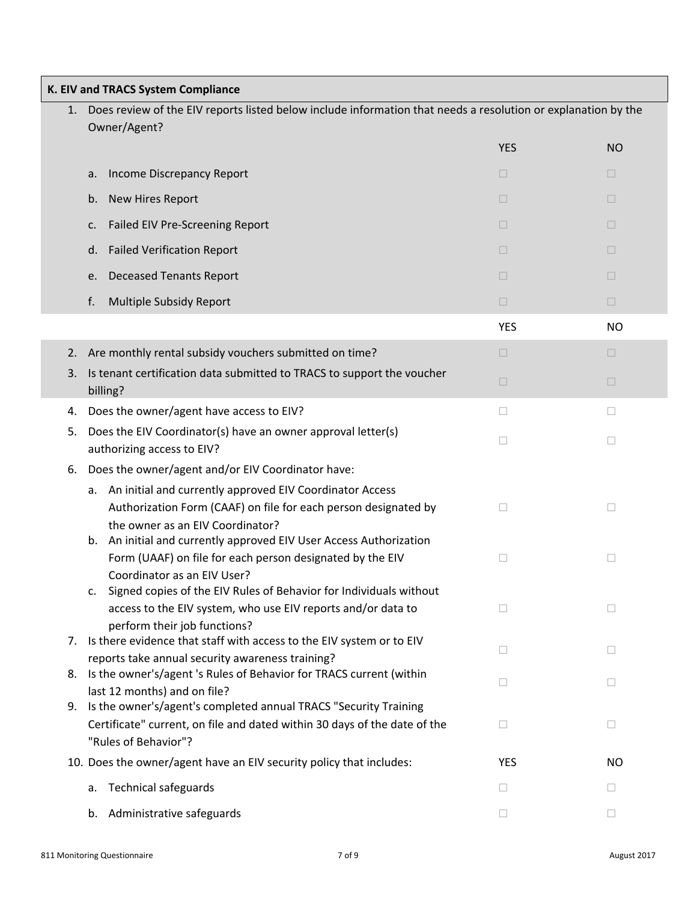| K. EIV and TRACS System Compliance | | |
| --- | --- | --- |
| 1. Does review of the EIV reports listed below include information that needs a resolution or explanation by the Owner/Agent? | | |
| | YES | NO |
| a. Income Discrepancy Report | ☐ | ☐ |
| b. New Hires Report | ☐ | ☐ |
| c. Failed EIV Pre-Screening Report | ☐ | ☐ |
| d. Failed Verification Report | ☐ | ☐ |
| e. Deceased Tenants Report | ☐ | ☐ |
| f. Multiple Subsidy Report | ☐ | ☐ |
| | YES | NO |
| 2. Are monthly rental subsidy vouchers submitted on time? | ☐ | ☐ |
| 3. Is tenant certification data submitted to TRACS to support the voucher billing? | ☐ | ☐ |
| 4. Does the owner/agent have access to EIV? | ☐ | ☐ |
| 5. Does the EIV Coordinator(s) have an owner approval letter(s) authorizing access to EIV? | ☐ | ☐ |
| 6. Does the owner/agent and/or EIV Coordinator have: | | |
| a. An initial and currently approved EIV Coordinator Access Authorization Form (CAAF) on file for each person designated by the owner as an EIV Coordinator? | ☐ | ☐ |
| b. An initial and currently approved EIV User Access Authorization Form (UAAF) on file for each person designated by the EIV Coordinator as an EIV User? | ☐ | ☐ |
| c. Signed copies of the EIV Rules of Behavior for Individuals without access to the EIV system, who use EIV reports and/or data to perform their job functions? | ☐ | ☐ |
| 7. Is there evidence that staff with access to the EIV system or to EIV reports take annual security awareness training? | ☐ | ☐ |
| 8. Is the owner's/agent 's Rules of Behavior for TRACS current (within last 12 months) and on file? | ☐ | ☐ |
| 9. Is the owner's/agent's completed annual TRACS "Security Training Certificate" current, on file and dated within 30 days of the date of the "Rules of Behavior"? | ☐ | ☐ |
| 10. Does the owner/agent have an EIV security policy that includes: | YES | NO |
| a. Technical safeguards | ☐ | ☐ |
| b. Administrative safeguards | ☐ | ☐ |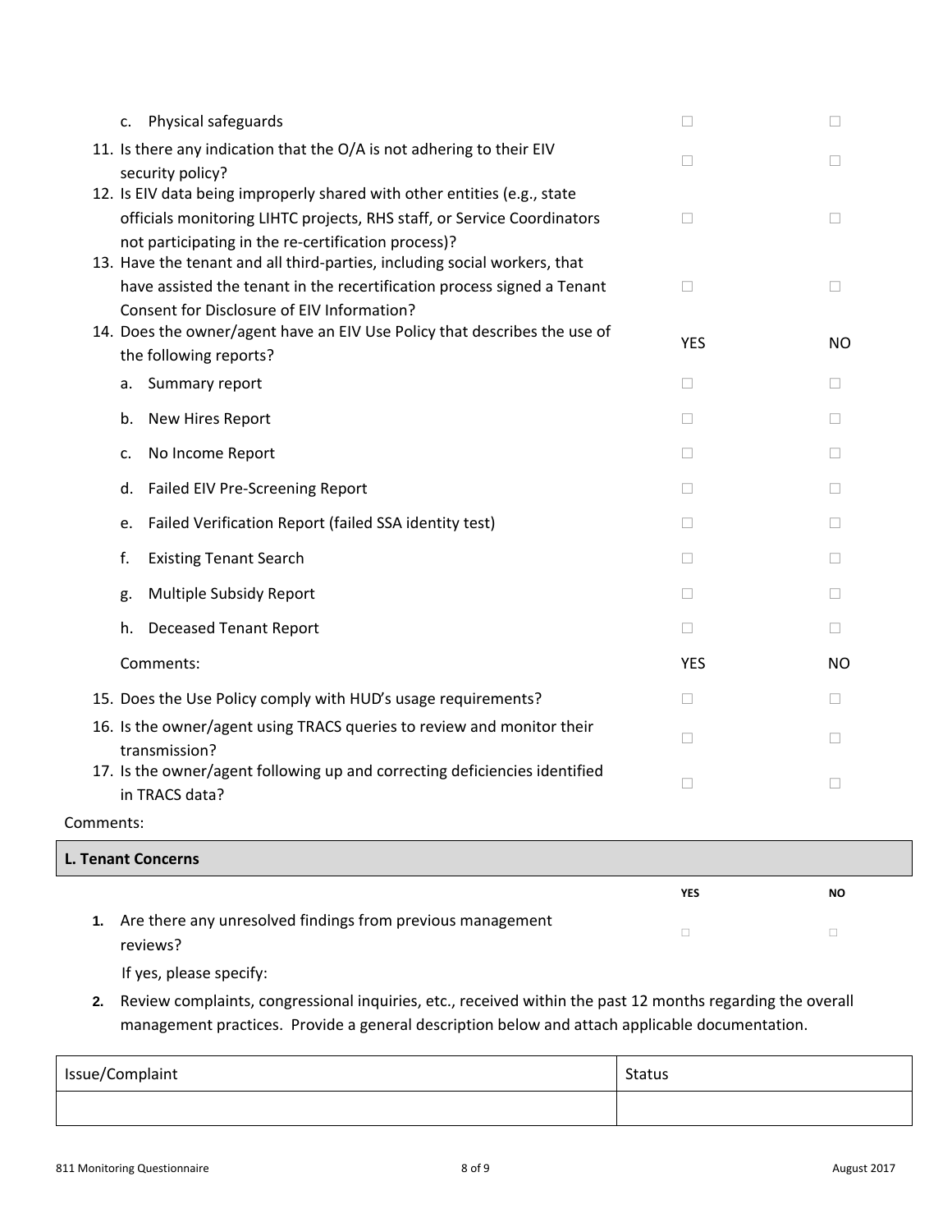| | | YES | NO |
|---|---|---|---|
| | c. Physical safeguards | ☐ | ☐ |
| 11. | Is there any indication that the O/A is not adhering to their EIV security policy? | ☐ | ☐ |
| 12. | Is EIV data being improperly shared with other entities (e.g., state officials monitoring LIHTC projects, RHS staff, or Service Coordinators not participating in the re-certification process)? | ☐ | ☐ |
| 13. | Have the tenant and all third-parties, including social workers, that have assisted the tenant in the recertification process signed a Tenant Consent for Disclosure of EIV Information? | ☐ | ☐ |
| 14. | Does the owner/agent have an EIV Use Policy that describes the use of the following reports? | YES | NO |
| | a. Summary report | ☐ | ☐ |
| | b. New Hires Report | ☐ | ☐ |
| | c. No Income Report | ☐ | ☐ |
| | d. Failed EIV Pre-Screening Report | ☐ | ☐ |
| | e. Failed Verification Report (failed SSA identity test) | ☐ | ☐ |
| | f. Existing Tenant Search | ☐ | ☐ |
| | g. Multiple Subsidy Report | ☐ | ☐ |
| | h. Deceased Tenant Report | ☐ | ☐ |
| | Comments: | YES | NO |
| 15. | Does the Use Policy comply with HUD's usage requirements? | ☐ | ☐ |
| 16. | Is the owner/agent using TRACS queries to review and monitor their transmission? | ☐ | ☐ |
| 17. | Is the owner/agent following up and correcting deficiencies identified in TRACS data? | ☐ | ☐ |

Comments:

## L. Tenant Concerns

| | | YES | NO |
|---|---|---|---|
| **1.** | Are there any unresolved findings from previous management reviews? | ☐ | ☐ |

If yes, please specify:

**2.** Review complaints, congressional inquiries, etc., received within the past 12 months regarding the overall management practices. Provide a general description below and attach applicable documentation.

| Issue/Complaint | Status |
|---|---|
| | |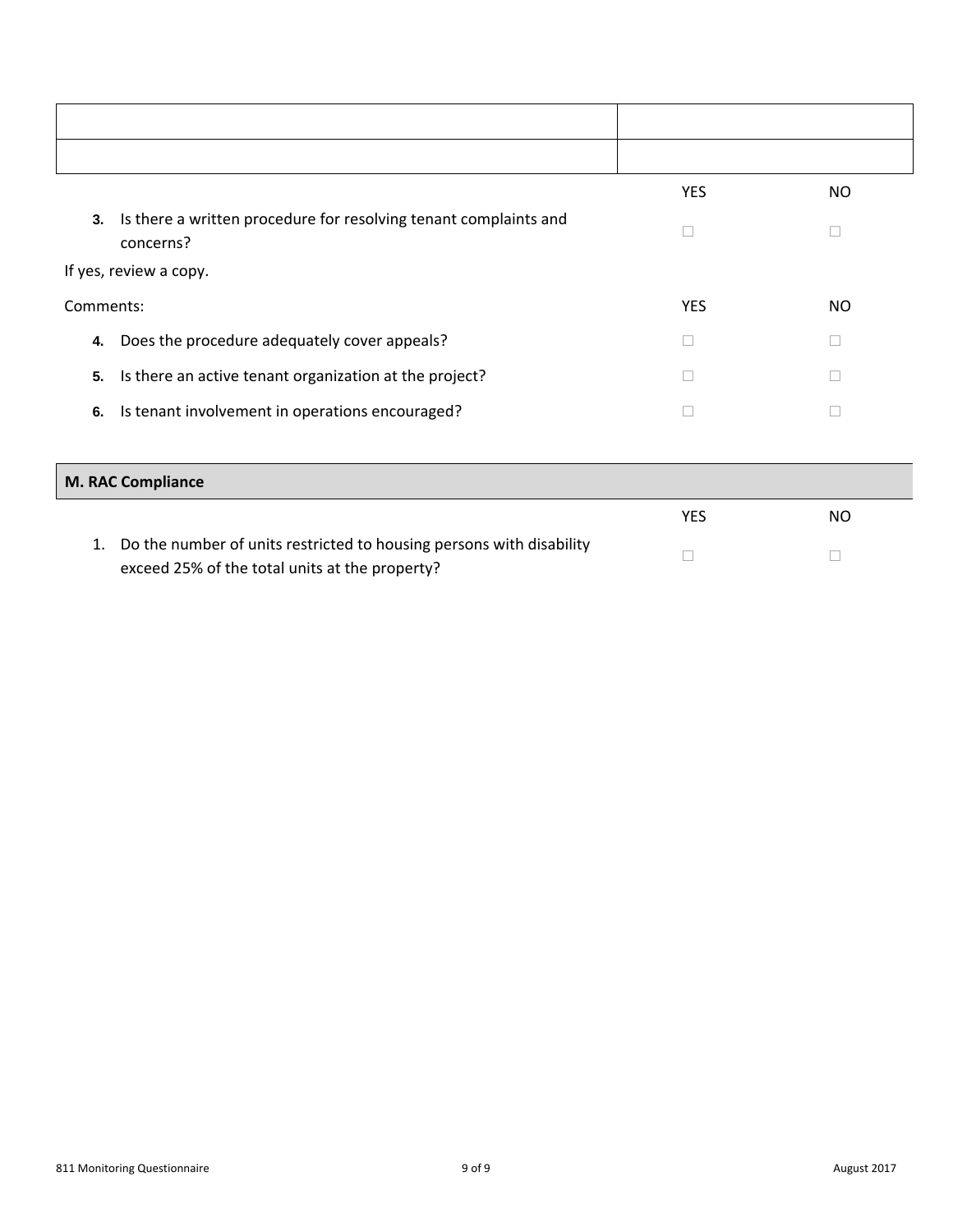| | |
|---|---|
| | |
| | |

| | YES | NO |
|---|---|---|
| **3.** Is there a written procedure for resolving tenant complaints and concerns? | ☐ | ☐ |

If yes, review a copy.

Comments:

| | YES | NO |
|---|---|---|
| **4.** Does the procedure adequately cover appeals? | ☐ | ☐ |
| **5.** Is there an active tenant organization at the project? | ☐ | ☐ |
| **6.** Is tenant involvement in operations encouraged? | ☐ | ☐ |

## M. RAC Compliance

| | YES | NO |
|---|---|---|
| 1. Do the number of units restricted to housing persons with disability exceed 25% of the total units at the property? | ☐ | ☐ |